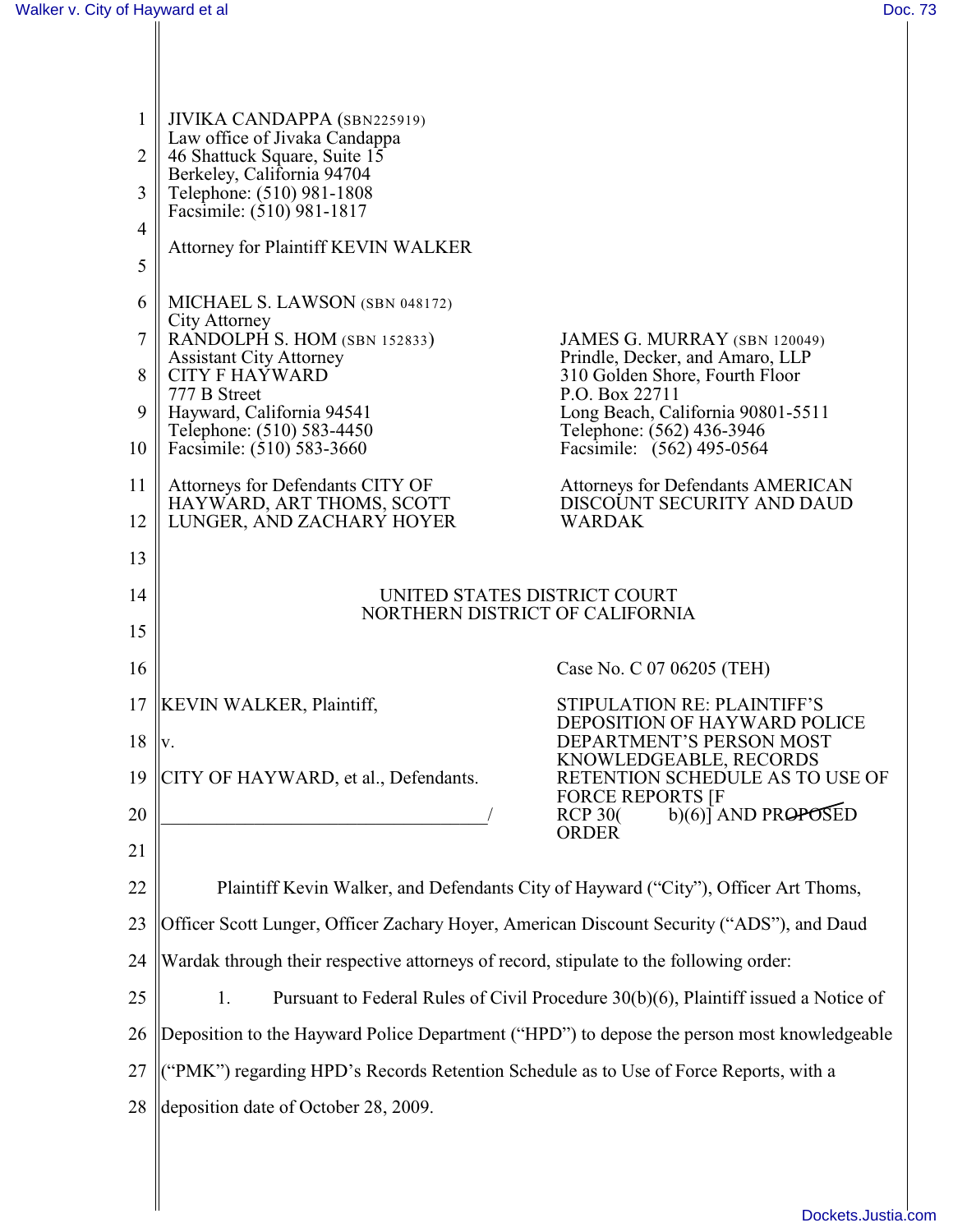JIVIKA CANDAPPA (SBN225919)
Law office of Jivaka Candappa
46 Shattuck Square, Suite 15
Berkeley, California 94704
Telephone: (510) 981-1808
Facsimile: (510) 981-1817

Attorney for Plaintiff KEVIN WALKER

MICHAEL S. LAWSON (SBN 048172)
City Attorney
RANDOLPH S. HOM (SBN 152833)
Assistant City Attorney
CITY F HAYWARD
777 B Street
Hayward, California 94541
Telephone: (510) 583-4450
Facsimile: (510) 583-3660

Attorneys for Defendants CITY OF HAYWARD, ART THOMS, SCOTT LUNGER, AND ZACHARY HOYER

JAMES G. MURRAY (SBN 120049)
Prindle, Decker, and Amaro, LLP
310 Golden Shore, Fourth Floor
P.O. Box 22711
Long Beach, California 90801-5511
Telephone: (562) 436-3946
Facsimile: (562) 495-0564

Attorneys for Defendants AMERICAN DISCOUNT SECURITY AND DAUD WARDAK

UNITED STATES DISTRICT COURT
NORTHERN DISTRICT OF CALIFORNIA

KEVIN WALKER, Plaintiff,

v.

CITY OF HAYWARD, et al., Defendants.
\_\_\_\_\_\_\_\_\_\_\_\_\_\_\_\_\_\_\_\_\_\_\_\_\_\_\_\_\_\_\_\_\_\_\_/

Case No. C 07 06205 (TEH)

STIPULATION RE: PLAINTIFF'S DEPOSITION OF HAYWARD POLICE DEPARTMENT'S PERSON MOST KNOWLEDGEABLE, RECORDS RETENTION SCHEDULE AS TO USE OF FORCE REPORTS [FRCP 30(b)(6)] AND ~~PROPOSED~~ ORDER

Plaintiff Kevin Walker, and Defendants City of Hayward ("City"), Officer Art Thoms, Officer Scott Lunger, Officer Zachary Hoyer, American Discount Security ("ADS"), and Daud Wardak through their respective attorneys of record, stipulate to the following order:

1. Pursuant to Federal Rules of Civil Procedure 30(b)(6), Plaintiff issued a Notice of Deposition to the Hayward Police Department ("HPD") to depose the person most knowledgeable ("PMK") regarding HPD's Records Retention Schedule as to Use of Force Reports, with a deposition date of October 28, 2009.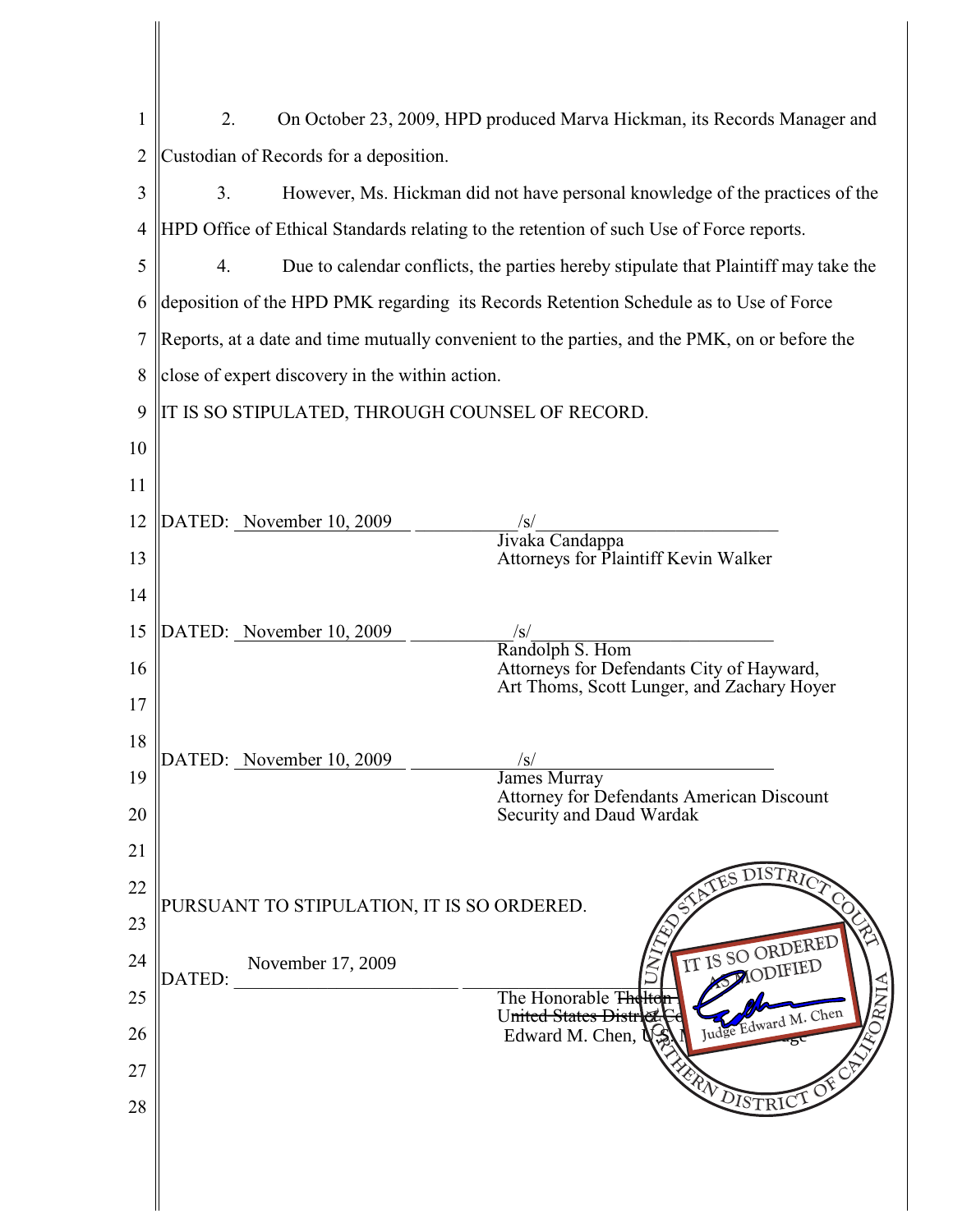2. On October 23, 2009, HPD produced Marva Hickman, its Records Manager and Custodian of Records for a deposition.

3. However, Ms. Hickman did not have personal knowledge of the practices of the HPD Office of Ethical Standards relating to the retention of such Use of Force reports.

4. Due to calendar conflicts, the parties hereby stipulate that Plaintiff may take the deposition of the HPD PMK regarding its Records Retention Schedule as to Use of Force Reports, at a date and time mutually convenient to the parties, and the PMK, on or before the close of expert discovery in the within action.

IT IS SO STIPULATED, THROUGH COUNSEL OF RECORD.

DATED: November 10, 2009

/s/
Jivaka Candappa
Attorneys for Plaintiff Kevin Walker

DATED: November 10, 2009

/s/
Randolph S. Hom
Attorneys for Defendants City of Hayward, Art Thoms, Scott Lunger, and Zachary Hoyer

DATED: November 10, 2009

/s/
James Murray
Attorney for Defendants American Discount Security and Daud Wardak

PURSUANT TO STIPULATION, IT IS SO ORDERED.

DATED: November 17, 2009

The Honorable ~~Thelton~~
~~United States District Co~~
Edward M. Chen, U.S. M

UNITED STATES DISTRICT COURT
IT IS SO ORDERED AS MODIFIED
Judge Edward M. Chen
NORTHERN DISTRICT OF CALIFORNIA